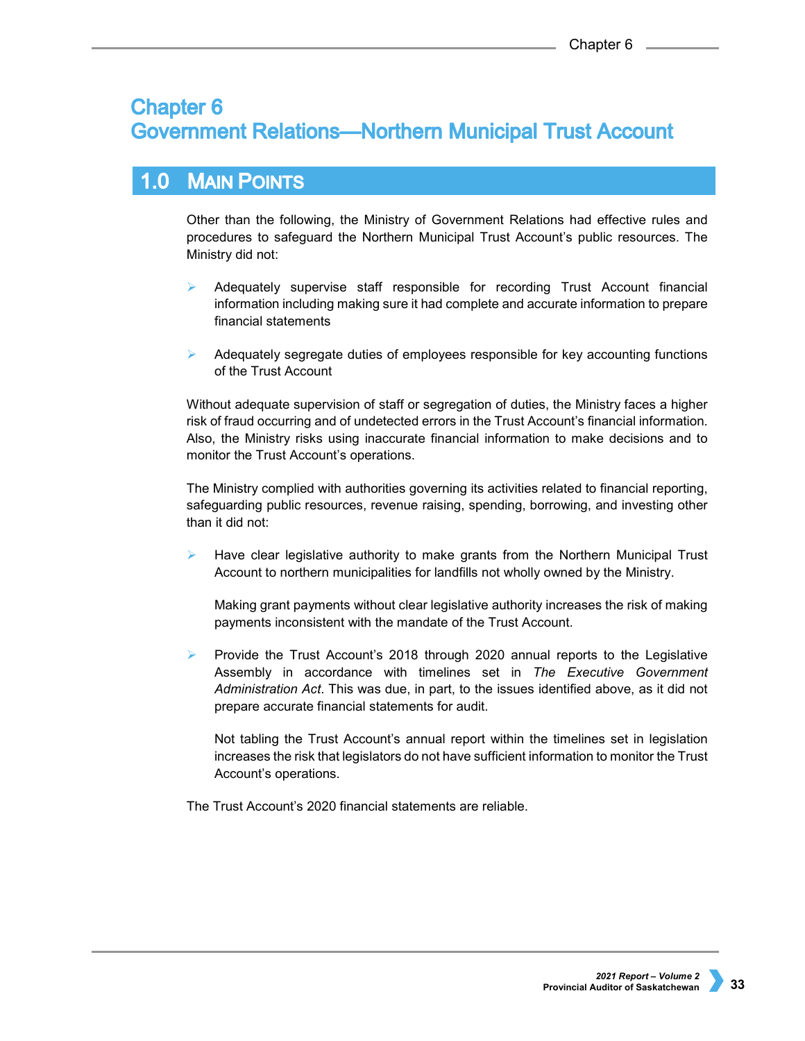# Chapter 6
# Government Relations—Northern Municipal Trust Account

## 1.0 Main Points

Other than the following, the Ministry of Government Relations had effective rules and procedures to safeguard the Northern Municipal Trust Account's public resources. The Ministry did not:

- Adequately supervise staff responsible for recording Trust Account financial information including making sure it had complete and accurate information to prepare financial statements
- Adequately segregate duties of employees responsible for key accounting functions of the Trust Account

Without adequate supervision of staff or segregation of duties, the Ministry faces a higher risk of fraud occurring and of undetected errors in the Trust Account's financial information. Also, the Ministry risks using inaccurate financial information to make decisions and to monitor the Trust Account's operations.

The Ministry complied with authorities governing its activities related to financial reporting, safeguarding public resources, revenue raising, spending, borrowing, and investing other than it did not:

- Have clear legislative authority to make grants from the Northern Municipal Trust Account to northern municipalities for landfills not wholly owned by the Ministry.

  Making grant payments without clear legislative authority increases the risk of making payments inconsistent with the mandate of the Trust Account.

- Provide the Trust Account's 2018 through 2020 annual reports to the Legislative Assembly in accordance with timelines set in *The Executive Government Administration Act*. This was due, in part, to the issues identified above, as it did not prepare accurate financial statements for audit.

  Not tabling the Trust Account's annual report within the timelines set in legislation increases the risk that legislators do not have sufficient information to monitor the Trust Account's operations.

The Trust Account's 2020 financial statements are reliable.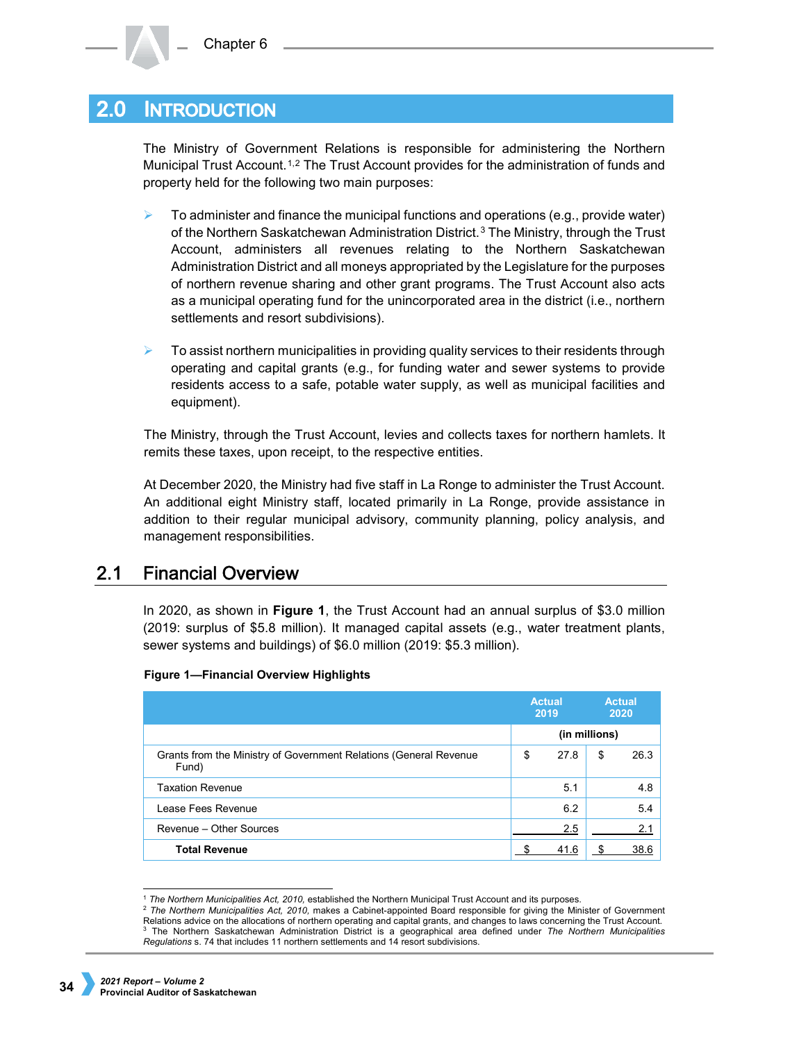## 2.0 Introduction

The Ministry of Government Relations is responsible for administering the Northern Municipal Trust Account.[1,2] The Trust Account provides for the administration of funds and property held for the following two main purposes:

- To administer and finance the municipal functions and operations (e.g., provide water) of the Northern Saskatchewan Administration District.[3] The Ministry, through the Trust Account, administers all revenues relating to the Northern Saskatchewan Administration District and all moneys appropriated by the Legislature for the purposes of northern revenue sharing and other grant programs. The Trust Account also acts as a municipal operating fund for the unincorporated area in the district (i.e., northern settlements and resort subdivisions).

- To assist northern municipalities in providing quality services to their residents through operating and capital grants (e.g., for funding water and sewer systems to provide residents access to a safe, potable water supply, as well as municipal facilities and equipment).

The Ministry, through the Trust Account, levies and collects taxes for northern hamlets. It remits these taxes, upon receipt, to the respective entities.

At December 2020, the Ministry had five staff in La Ronge to administer the Trust Account. An additional eight Ministry staff, located primarily in La Ronge, provide assistance in addition to their regular municipal advisory, community planning, policy analysis, and management responsibilities.

### 2.1 Financial Overview

In 2020, as shown in **Figure 1**, the Trust Account had an annual surplus of $3.0 million (2019: surplus of $5.8 million). It managed capital assets (e.g., water treatment plants, sewer systems and buildings) of $6.0 million (2019: $5.3 million).

**Figure 1—Financial Overview Highlights**

| | Actual 2019 | Actual 2020 |
|---|---|---|
| | (in millions) | |
| Grants from the Ministry of Government Relations (General Revenue Fund) | $ 27.8 | $ 26.3 |
| Taxation Revenue | 5.1 | 4.8 |
| Lease Fees Revenue | 6.2 | 5.4 |
| Revenue – Other Sources | 2.5 | 2.1 |
| **Total Revenue** | $ 41.6 | $ 38.6 |

[1] *The Northern Municipalities Act, 2010,* established the Northern Municipal Trust Account and its purposes.
[2] *The Northern Municipalities Act, 2010,* makes a Cabinet-appointed Board responsible for giving the Minister of Government Relations advice on the allocations of northern operating and capital grants, and changes to laws concerning the Trust Account.
[3] The Northern Saskatchewan Administration District is a geographical area defined under *The Northern Municipalities Regulations* s. 74 that includes 11 northern settlements and 14 resort subdivisions.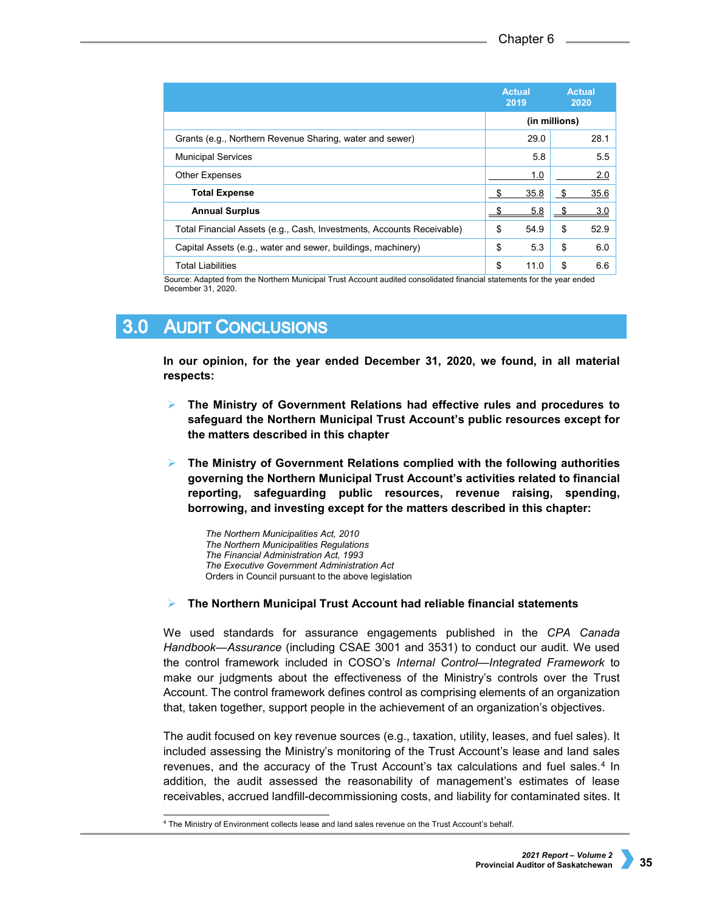| | Actual 2019 | Actual 2020 |
|---|---|---|
| | (in millions) | |
| Grants (e.g., Northern Revenue Sharing, water and sewer) | 29.0 | 28.1 |
| Municipal Services | 5.8 | 5.5 |
| Other Expenses | 1.0 | 2.0 |
| **Total Expense** | $ 35.8 | $ 35.6 |
| **Annual Surplus** | $ 5.8 | $ 3.0 |
| Total Financial Assets (e.g., Cash, Investments, Accounts Receivable) | $ 54.9 | $ 52.9 |
| Capital Assets (e.g., water and sewer, buildings, machinery) | $ 5.3 | $ 6.0 |
| Total Liabilities | $ 11.0 | $ 6.6 |

Source: Adapted from the Northern Municipal Trust Account audited consolidated financial statements for the year ended December 31, 2020.

# 3.0 Audit Conclusions

**In our opinion, for the year ended December 31, 2020, we found, in all material respects:**

- **The Ministry of Government Relations had effective rules and procedures to safeguard the Northern Municipal Trust Account's public resources except for the matters described in this chapter**

- **The Ministry of Government Relations complied with the following authorities governing the Northern Municipal Trust Account's activities related to financial reporting, safeguarding public resources, revenue raising, spending, borrowing, and investing except for the matters described in this chapter:**

  *The Northern Municipalities Act, 2010*
  *The Northern Municipalities Regulations*
  *The Financial Administration Act, 1993*
  *The Executive Government Administration Act*
  Orders in Council pursuant to the above legislation

- **The Northern Municipal Trust Account had reliable financial statements**

We used standards for assurance engagements published in the *CPA Canada Handbook—Assurance* (including CSAE 3001 and 3531) to conduct our audit. We used the control framework included in COSO's *Internal Control—Integrated Framework* to make our judgments about the effectiveness of the Ministry's controls over the Trust Account. The control framework defines control as comprising elements of an organization that, taken together, support people in the achievement of an organization's objectives.

The audit focused on key revenue sources (e.g., taxation, utility, leases, and fuel sales). It included assessing the Ministry's monitoring of the Trust Account's lease and land sales revenues, and the accuracy of the Trust Account's tax calculations and fuel sales.[4] In addition, the audit assessed the reasonability of management's estimates of lease receivables, accrued landfill-decommissioning costs, and liability for contaminated sites. It

[4] The Ministry of Environment collects lease and land sales revenue on the Trust Account's behalf.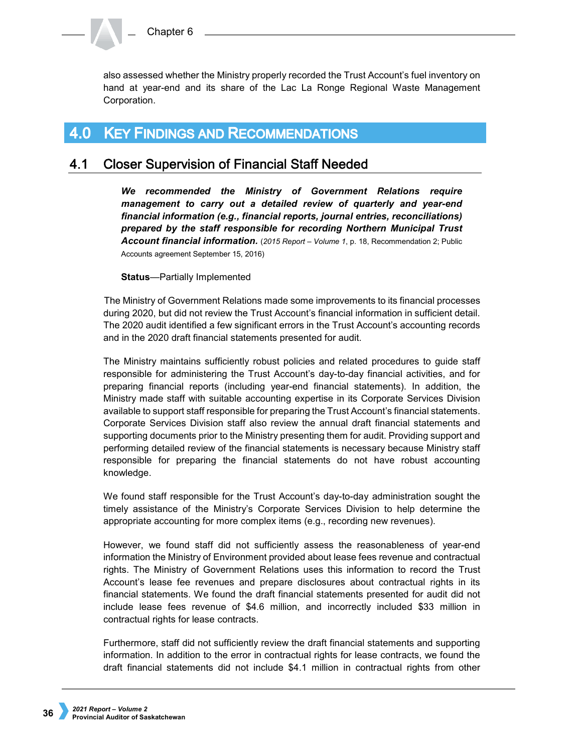also assessed whether the Ministry properly recorded the Trust Account's fuel inventory on hand at year-end and its share of the Lac La Ronge Regional Waste Management Corporation.

# 4.0 Key Findings and Recommendations

## 4.1 Closer Supervision of Financial Staff Needed

> ***We recommended the Ministry of Government Relations require management to carry out a detailed review of quarterly and year-end financial information (e.g., financial reports, journal entries, reconciliations) prepared by the staff responsible for recording Northern Municipal Trust Account financial information.*** (*2015 Report – Volume 1*, p. 18, Recommendation 2; Public Accounts agreement September 15, 2016)
>
> **Status**—Partially Implemented

The Ministry of Government Relations made some improvements to its financial processes during 2020, but did not review the Trust Account's financial information in sufficient detail. The 2020 audit identified a few significant errors in the Trust Account's accounting records and in the 2020 draft financial statements presented for audit.

The Ministry maintains sufficiently robust policies and related procedures to guide staff responsible for administering the Trust Account's day-to-day financial activities, and for preparing financial reports (including year-end financial statements). In addition, the Ministry made staff with suitable accounting expertise in its Corporate Services Division available to support staff responsible for preparing the Trust Account's financial statements. Corporate Services Division staff also review the annual draft financial statements and supporting documents prior to the Ministry presenting them for audit. Providing support and performing detailed review of the financial statements is necessary because Ministry staff responsible for preparing the financial statements do not have robust accounting knowledge.

We found staff responsible for the Trust Account's day-to-day administration sought the timely assistance of the Ministry's Corporate Services Division to help determine the appropriate accounting for more complex items (e.g., recording new revenues).

However, we found staff did not sufficiently assess the reasonableness of year-end information the Ministry of Environment provided about lease fees revenue and contractual rights. The Ministry of Government Relations uses this information to record the Trust Account's lease fee revenues and prepare disclosures about contractual rights in its financial statements. We found the draft financial statements presented for audit did not include lease fees revenue of \$4.6 million, and incorrectly included \$33 million in contractual rights for lease contracts.

Furthermore, staff did not sufficiently review the draft financial statements and supporting information. In addition to the error in contractual rights for lease contracts, we found the draft financial statements did not include \$4.1 million in contractual rights from other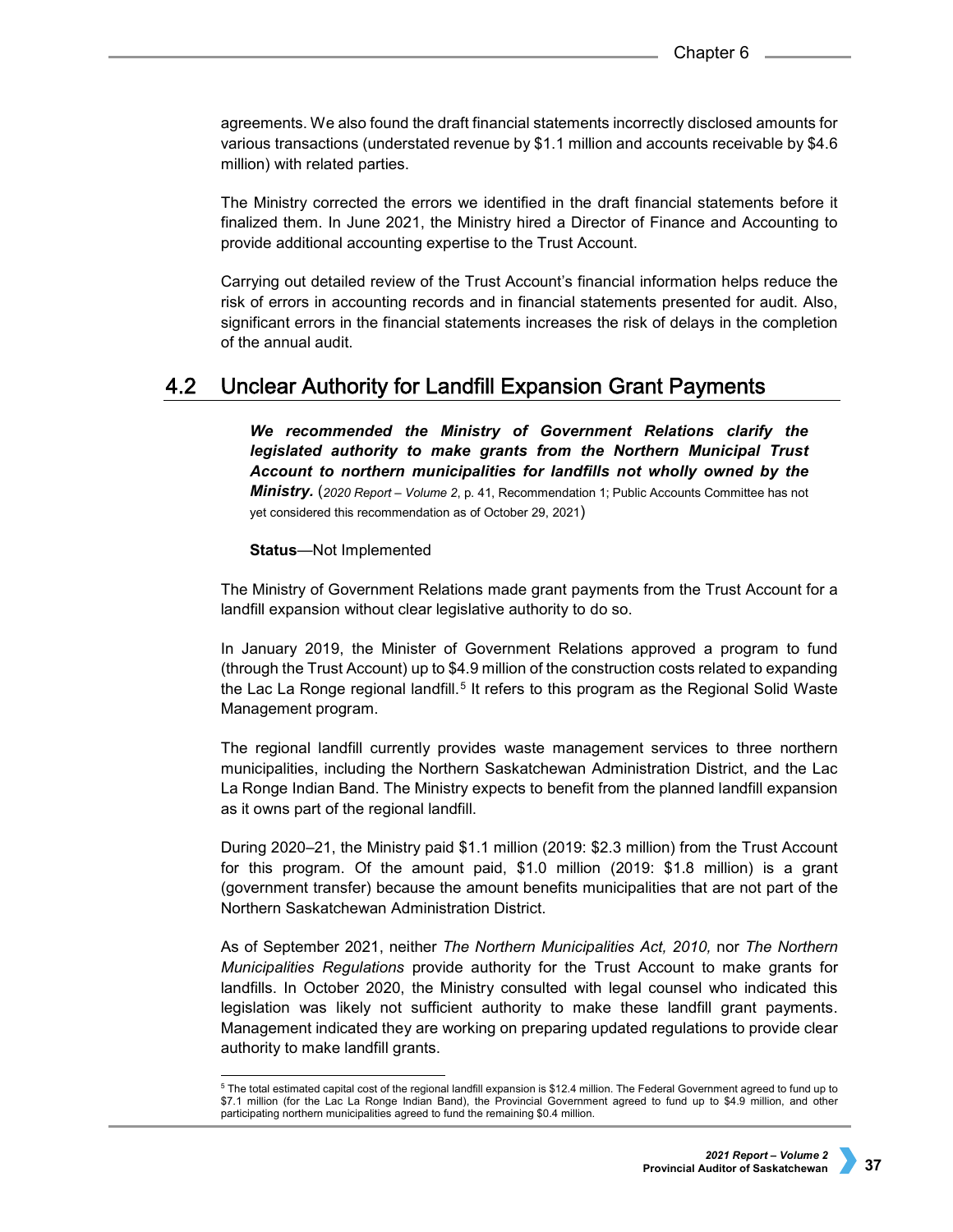agreements. We also found the draft financial statements incorrectly disclosed amounts for various transactions (understated revenue by $1.1 million and accounts receivable by $4.6 million) with related parties.

The Ministry corrected the errors we identified in the draft financial statements before it finalized them. In June 2021, the Ministry hired a Director of Finance and Accounting to provide additional accounting expertise to the Trust Account.

Carrying out detailed review of the Trust Account's financial information helps reduce the risk of errors in accounting records and in financial statements presented for audit. Also, significant errors in the financial statements increases the risk of delays in the completion of the annual audit.

## 4.2 Unclear Authority for Landfill Expansion Grant Payments

***We recommended the Ministry of Government Relations clarify the legislated authority to make grants from the Northern Municipal Trust Account to northern municipalities for landfills not wholly owned by the Ministry.*** (*2020 Report – Volume 2*, p. 41, Recommendation 1; Public Accounts Committee has not yet considered this recommendation as of October 29, 2021)

**Status**—Not Implemented

The Ministry of Government Relations made grant payments from the Trust Account for a landfill expansion without clear legislative authority to do so.

In January 2019, the Minister of Government Relations approved a program to fund (through the Trust Account) up to $4.9 million of the construction costs related to expanding the Lac La Ronge regional landfill.[5] It refers to this program as the Regional Solid Waste Management program.

The regional landfill currently provides waste management services to three northern municipalities, including the Northern Saskatchewan Administration District, and the Lac La Ronge Indian Band. The Ministry expects to benefit from the planned landfill expansion as it owns part of the regional landfill.

During 2020–21, the Ministry paid $1.1 million (2019: $2.3 million) from the Trust Account for this program. Of the amount paid, $1.0 million (2019: $1.8 million) is a grant (government transfer) because the amount benefits municipalities that are not part of the Northern Saskatchewan Administration District.

As of September 2021, neither *The Northern Municipalities Act, 2010,* nor *The Northern Municipalities Regulations* provide authority for the Trust Account to make grants for landfills. In October 2020, the Ministry consulted with legal counsel who indicated this legislation was likely not sufficient authority to make these landfill grant payments. Management indicated they are working on preparing updated regulations to provide clear authority to make landfill grants.

[5] The total estimated capital cost of the regional landfill expansion is $12.4 million. The Federal Government agreed to fund up to $7.1 million (for the Lac La Ronge Indian Band), the Provincial Government agreed to fund up to $4.9 million, and other participating northern municipalities agreed to fund the remaining $0.4 million.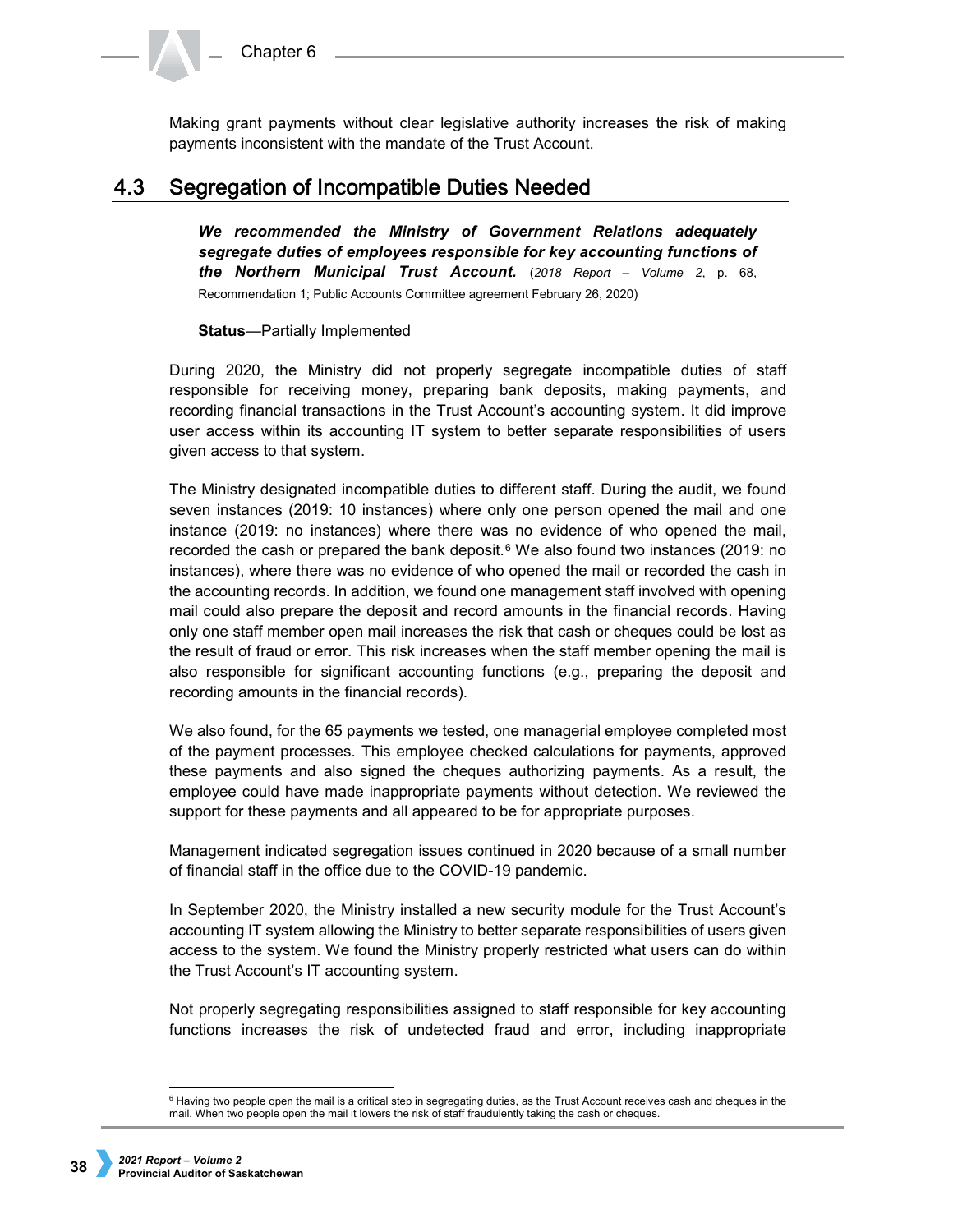Making grant payments without clear legislative authority increases the risk of making payments inconsistent with the mandate of the Trust Account.

## 4.3 Segregation of Incompatible Duties Needed

> ***We recommended the Ministry of Government Relations adequately segregate duties of employees responsible for key accounting functions of the Northern Municipal Trust Account.*** (*2018 Report – Volume 2*, p. 68, Recommendation 1; Public Accounts Committee agreement February 26, 2020)
>
> **Status**—Partially Implemented

During 2020, the Ministry did not properly segregate incompatible duties of staff responsible for receiving money, preparing bank deposits, making payments, and recording financial transactions in the Trust Account's accounting system. It did improve user access within its accounting IT system to better separate responsibilities of users given access to that system.

The Ministry designated incompatible duties to different staff. During the audit, we found seven instances (2019: 10 instances) where only one person opened the mail and one instance (2019: no instances) where there was no evidence of who opened the mail, recorded the cash or prepared the bank deposit.[6] We also found two instances (2019: no instances), where there was no evidence of who opened the mail or recorded the cash in the accounting records. In addition, we found one management staff involved with opening mail could also prepare the deposit and record amounts in the financial records. Having only one staff member open mail increases the risk that cash or cheques could be lost as the result of fraud or error. This risk increases when the staff member opening the mail is also responsible for significant accounting functions (e.g., preparing the deposit and recording amounts in the financial records).

We also found, for the 65 payments we tested, one managerial employee completed most of the payment processes. This employee checked calculations for payments, approved these payments and also signed the cheques authorizing payments. As a result, the employee could have made inappropriate payments without detection. We reviewed the support for these payments and all appeared to be for appropriate purposes.

Management indicated segregation issues continued in 2020 because of a small number of financial staff in the office due to the COVID-19 pandemic.

In September 2020, the Ministry installed a new security module for the Trust Account's accounting IT system allowing the Ministry to better separate responsibilities of users given access to the system. We found the Ministry properly restricted what users can do within the Trust Account's IT accounting system.

Not properly segregating responsibilities assigned to staff responsible for key accounting functions increases the risk of undetected fraud and error, including inappropriate

[6] Having two people open the mail is a critical step in segregating duties, as the Trust Account receives cash and cheques in the mail. When two people open the mail it lowers the risk of staff fraudulently taking the cash or cheques.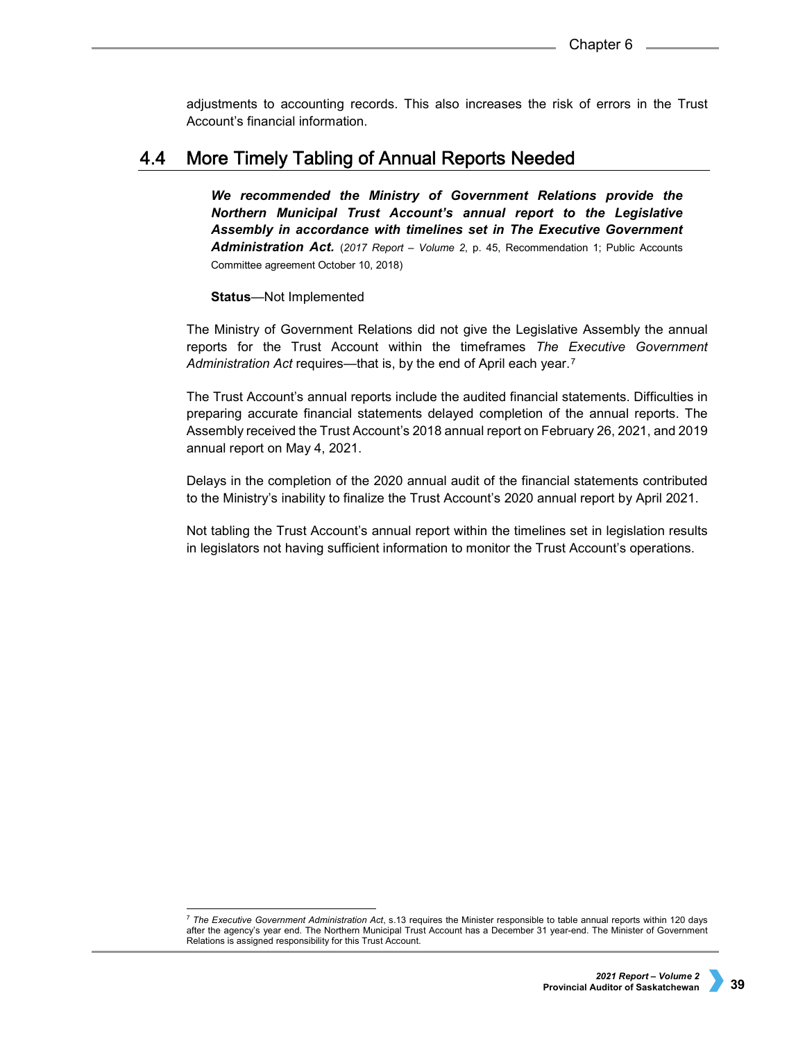adjustments to accounting records. This also increases the risk of errors in the Trust Account's financial information.

## 4.4 More Timely Tabling of Annual Reports Needed

***We recommended the Ministry of Government Relations provide the Northern Municipal Trust Account's annual report to the Legislative Assembly in accordance with timelines set in The Executive Government Administration Act.*** (*2017 Report – Volume 2*, p. 45, Recommendation 1; Public Accounts Committee agreement October 10, 2018)

**Status**—Not Implemented

The Ministry of Government Relations did not give the Legislative Assembly the annual reports for the Trust Account within the timeframes *The Executive Government Administration Act* requires—that is, by the end of April each year.[7]

The Trust Account's annual reports include the audited financial statements. Difficulties in preparing accurate financial statements delayed completion of the annual reports. The Assembly received the Trust Account's 2018 annual report on February 26, 2021, and 2019 annual report on May 4, 2021.

Delays in the completion of the 2020 annual audit of the financial statements contributed to the Ministry's inability to finalize the Trust Account's 2020 annual report by April 2021.

Not tabling the Trust Account's annual report within the timelines set in legislation results in legislators not having sufficient information to monitor the Trust Account's operations.

---

[7] *The Executive Government Administration Act*, s.13 requires the Minister responsible to table annual reports within 120 days after the agency's year end. The Northern Municipal Trust Account has a December 31 year-end. The Minister of Government Relations is assigned responsibility for this Trust Account.